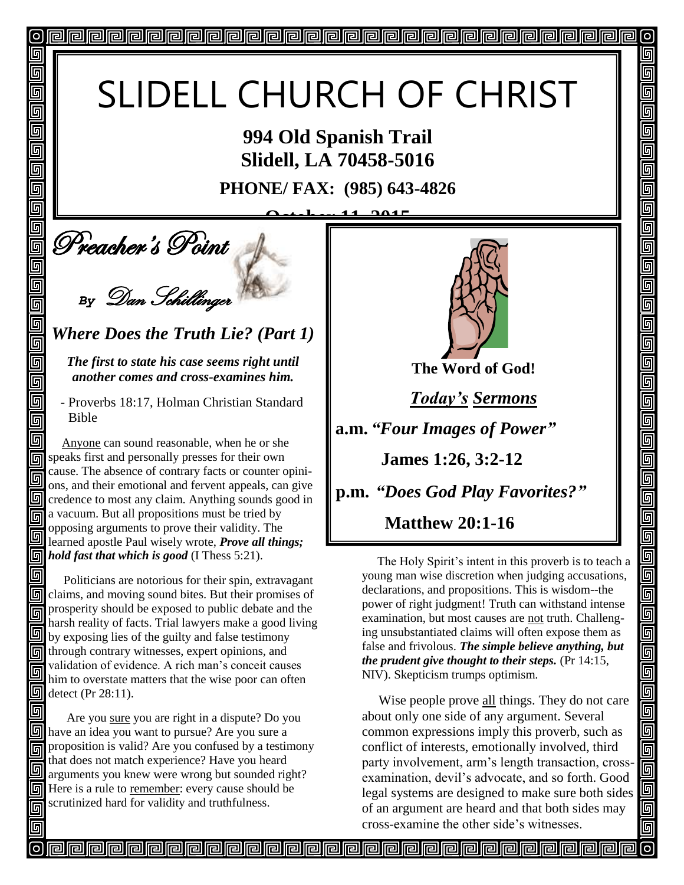# SLIDELL CHURCH OF CHRIST

**994 Old Spanish Trail**
**Slidell, LA 70458-5016**

**PHONE/ FAX: (985) 643-4826**

**October 11, 2015**

## Preacher's Point

*By Dan Schillinger*

### *Where Does the Truth Lie? (Part 1)*

***The first to state his case seems right until another comes and cross-examines him.***

- Proverbs 18:17, Holman Christian Standard Bible

Anyone can sound reasonable, when he or she speaks first and personally presses for their own cause. The absence of contrary facts or counter opinions, and their emotional and fervent appeals, can give credence to most any claim. Anything sounds good in a vacuum. But all propositions must be tried by opposing arguments to prove their validity. The learned apostle Paul wisely wrote, ***Prove all things; hold fast that which is good*** (I Thess 5:21).

Politicians are notorious for their spin, extravagant claims, and moving sound bites. But their promises of prosperity should be exposed to public debate and the harsh reality of facts. Trial lawyers make a good living by exposing lies of the guilty and false testimony through contrary witnesses, expert opinions, and validation of evidence. A rich man's conceit causes him to overstate matters that the wise poor can often detect (Pr 28:11).

Are you sure you are right in a dispute? Do you have an idea you want to pursue? Are you sure a proposition is valid? Are you confused by a testimony that does not match experience? Have you heard arguments you knew were wrong but sounded right? Here is a rule to remember: every cause should be scrutinized hard for validity and truthfulness.

The Holy Spirit's intent in this proverb is to teach a young man wise discretion when judging accusations, declarations, and propositions. This is wisdom--the power of right judgment! Truth can withstand intense examination, but most causes are not truth. Challenging unsubstantiated claims will often expose them as false and frivolous. ***The simple believe anything, but the prudent give thought to their steps.*** (Pr 14:15, NIV). Skepticism trumps optimism.

Wise people prove all things. They do not care about only one side of any argument. Several common expressions imply this proverb, such as conflict of interests, emotionally involved, third party involvement, arm's length transaction, cross-examination, devil's advocate, and so forth. Good legal systems are designed to make sure both sides of an argument are heard and that both sides may cross-examine the other side's witnesses.

**The Word of God!**

***Today's Sermons***

**a.m. *"Four Images of Power"***

**James 1:26, 3:2-12**

**p.m. *"Does God Play Favorites?"***

**Matthew 20:1-16**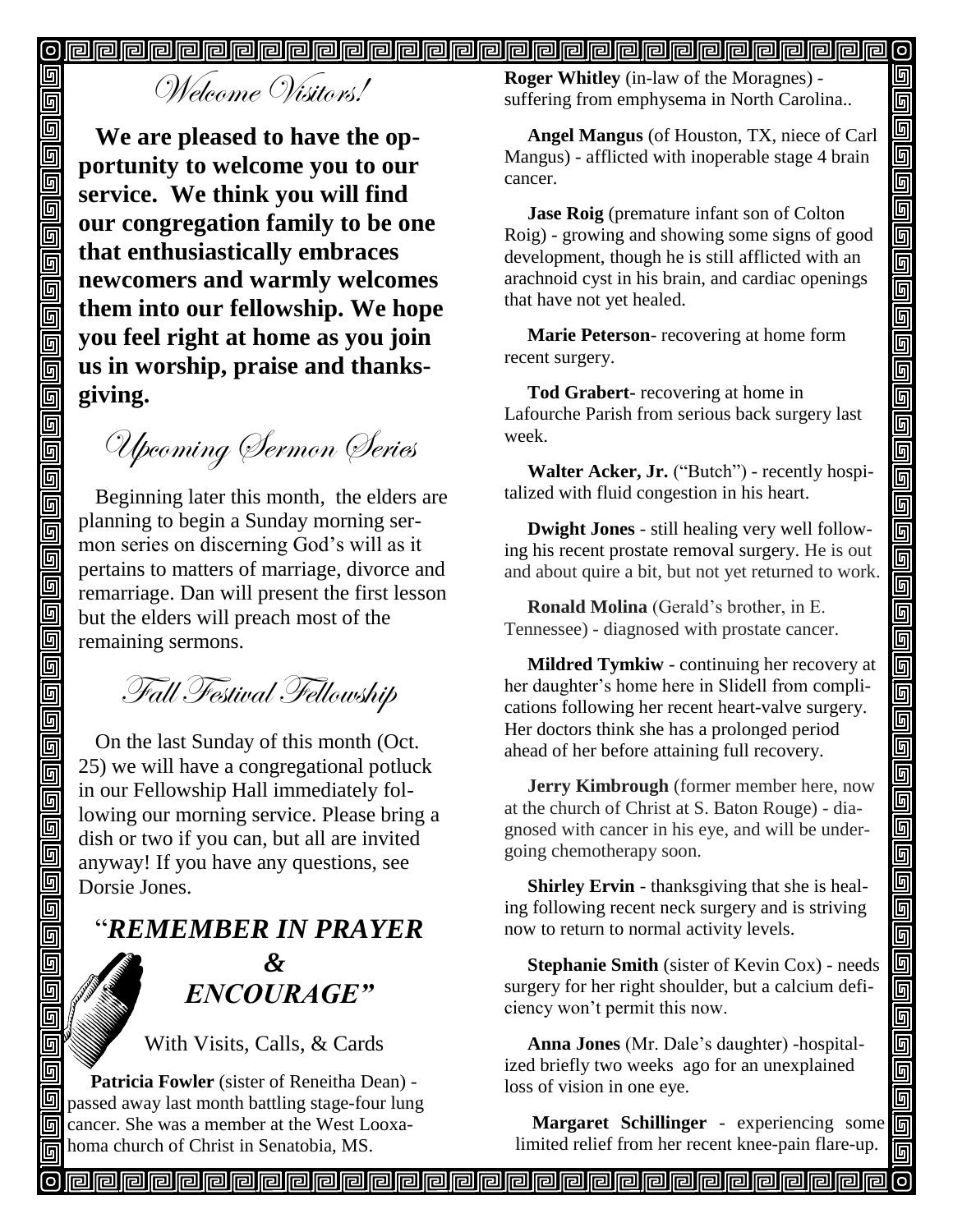## Welcome Visitors!

**We are pleased to have the opportunity to welcome you to our service. We think you will find our congregation family to be one that enthusiastically embraces newcomers and warmly welcomes them into our fellowship. We hope you feel right at home as you join us in worship, praise and thanksgiving.**

## Upcoming Sermon Series

Beginning later this month, the elders are planning to begin a Sunday morning sermon series on discerning God's will as it pertains to matters of marriage, divorce and remarriage. Dan will present the first lesson but the elders will preach most of the remaining sermons.

## Fall Festival Fellowship

On the last Sunday of this month (Oct. 25) we will have a congregational potluck in our Fellowship Hall immediately following our morning service. Please bring a dish or two if you can, but all are invited anyway! If you have any questions, see Dorsie Jones.

## "*REMEMBER IN PRAYER & ENCOURAGE"*

With Visits, Calls, & Cards

**Patricia Fowler** (sister of Reneitha Dean) - passed away last month battling stage-four lung cancer. She was a member at the West Looxahoma church of Christ in Senatobia, MS.

**Roger Whitley** (in-law of the Moragnes) - suffering from emphysema in North Carolina..

**Angel Mangus** (of Houston, TX, niece of Carl Mangus) - afflicted with inoperable stage 4 brain cancer.

**Jase Roig** (premature infant son of Colton Roig) - growing and showing some signs of good development, though he is still afflicted with an arachnoid cyst in his brain, and cardiac openings that have not yet healed.

**Marie Peterson**- recovering at home form recent surgery.

**Tod Grabert-** recovering at home in Lafourche Parish from serious back surgery last week.

**Walter Acker, Jr.** ("Butch") - recently hospitalized with fluid congestion in his heart.

**Dwight Jones** - still healing very well following his recent prostate removal surgery. He is out and about quire a bit, but not yet returned to work.

**Ronald Molina** (Gerald's brother, in E. Tennessee) - diagnosed with prostate cancer.

**Mildred Tymkiw** - continuing her recovery at her daughter's home here in Slidell from complications following her recent heart-valve surgery. Her doctors think she has a prolonged period ahead of her before attaining full recovery.

**Jerry Kimbrough** (former member here, now at the church of Christ at S. Baton Rouge) - diagnosed with cancer in his eye, and will be undergoing chemotherapy soon.

**Shirley Ervin** - thanksgiving that she is healing following recent neck surgery and is striving now to return to normal activity levels.

**Stephanie Smith** (sister of Kevin Cox) - needs surgery for her right shoulder, but a calcium deficiency won't permit this now.

**Anna Jones** (Mr. Dale's daughter) -hospitalized briefly two weeks ago for an unexplained loss of vision in one eye.

**Margaret Schillinger** - experiencing some limited relief from her recent knee-pain flare-up.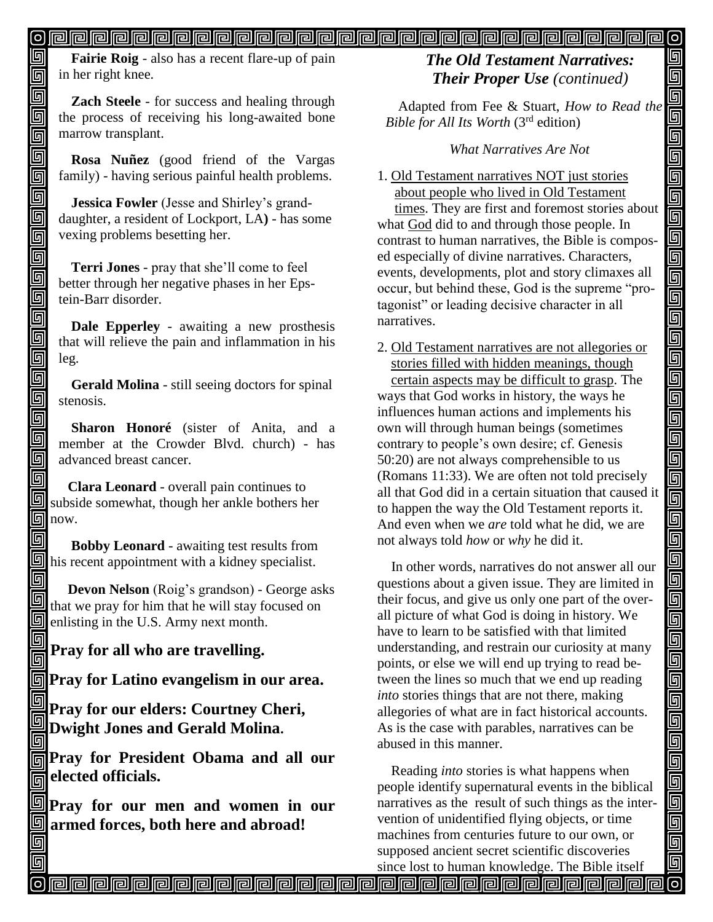**Fairie Roig** - also has a recent flare-up of pain in her right knee.

**Zach Steele** - for success and healing through the process of receiving his long-awaited bone marrow transplant.

**Rosa Nuñez** (good friend of the Vargas family) - having serious painful health problems.

**Jessica Fowler** (Jesse and Shirley's grand-daughter, a resident of Lockport, LA**)** - has some vexing problems besetting her.

**Terri Jones** - pray that she'll come to feel better through her negative phases in her Epstein-Barr disorder.

**Dale Epperley** - awaiting a new prosthesis that will relieve the pain and inflammation in his leg.

**Gerald Molina** - still seeing doctors for spinal stenosis.

**Sharon Honoré** (sister of Anita, and a member at the Crowder Blvd. church) - has advanced breast cancer.

**Clara Leonard** - overall pain continues to subside somewhat, though her ankle bothers her now.

**Bobby Leonard** - awaiting test results from his recent appointment with a kidney specialist.

**Devon Nelson** (Roig's grandson) - George asks that we pray for him that he will stay focused on enlisting in the U.S. Army next month.

**Pray for all who are travelling.**

**Pray for Latino evangelism in our area.**

**Pray for our elders: Courtney Cheri, Dwight Jones and Gerald Molina.**

**Pray for President Obama and all our elected officials.**

**Pray for our men and women in our armed forces, both here and abroad!**

## *The Old Testament Narratives: Their Proper Use (continued)*

Adapted from Fee & Stuart, *How to Read the Bible for All Its Worth* (3rd edition)

*What Narratives Are Not*

1. Old Testament narratives NOT just stories about people who lived in Old Testament times. They are first and foremost stories about what God did to and through those people. In contrast to human narratives, the Bible is composed especially of divine narratives. Characters, events, developments, plot and story climaxes all occur, but behind these, God is the supreme "protagonist" or leading decisive character in all narratives.

2. Old Testament narratives are not allegories or stories filled with hidden meanings, though certain aspects may be difficult to grasp. The ways that God works in history, the ways he influences human actions and implements his own will through human beings (sometimes contrary to people's own desire; cf. Genesis 50:20) are not always comprehensible to us (Romans 11:33). We are often not told precisely all that God did in a certain situation that caused it to happen the way the Old Testament reports it. And even when we *are* told what he did, we are not always told *how* or *why* he did it.

In other words, narratives do not answer all our questions about a given issue. They are limited in their focus, and give us only one part of the overall picture of what God is doing in history. We have to learn to be satisfied with that limited understanding, and restrain our curiosity at many points, or else we will end up trying to read between the lines so much that we end up reading *into* stories things that are not there, making allegories of what are in fact historical accounts. As is the case with parables, narratives can be abused in this manner.

Reading *into* stories is what happens when people identify supernatural events in the biblical narratives as the result of such things as the intervention of unidentified flying objects, or time machines from centuries future to our own, or supposed ancient secret scientific discoveries since lost to human knowledge. The Bible itself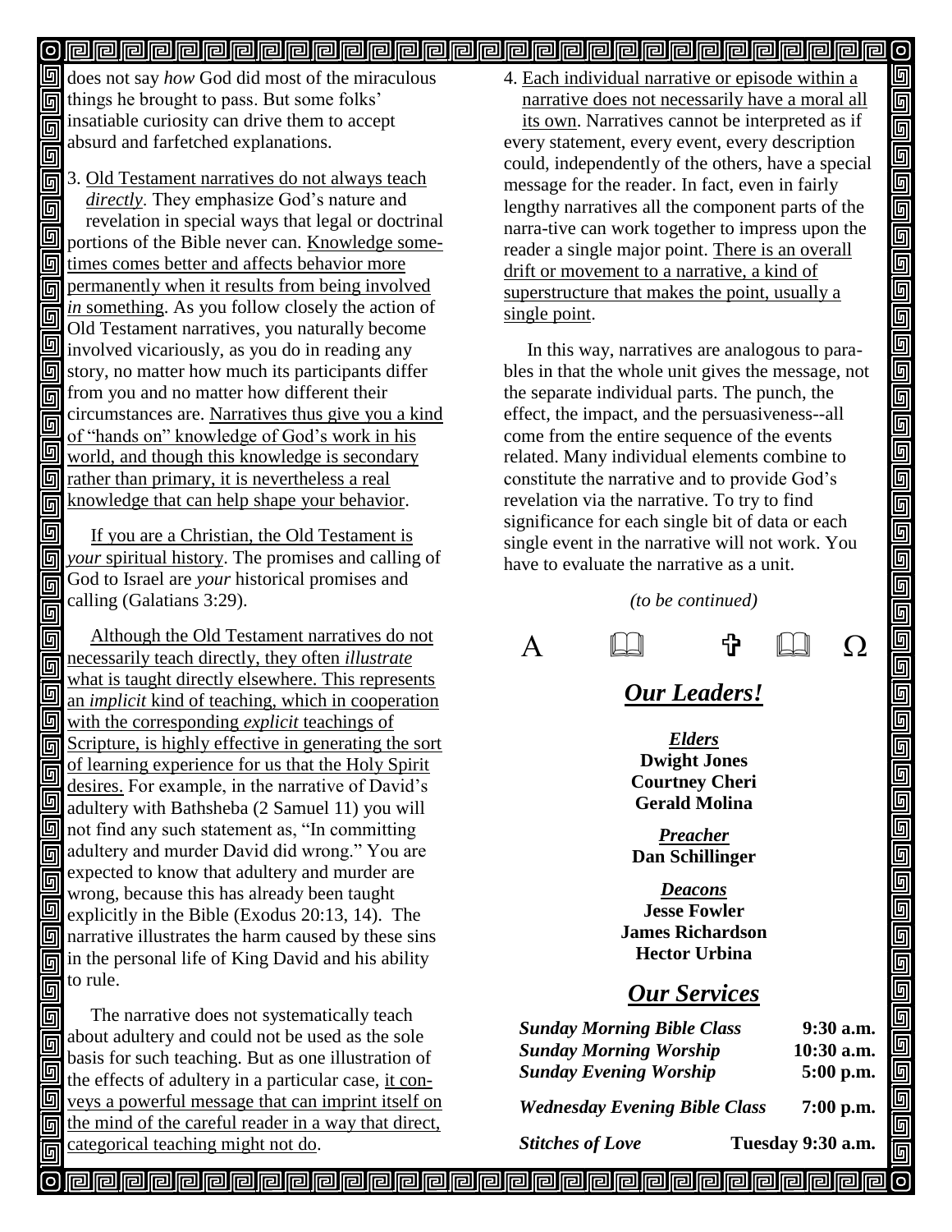does not say *how* God did most of the miraculous things he brought to pass. But some folks' insatiable curiosity can drive them to accept absurd and farfetched explanations.

3. Old Testament narratives do not always teach *directly*. They emphasize God's nature and revelation in special ways that legal or doctrinal portions of the Bible never can. Knowledge sometimes comes better and affects behavior more permanently when it results from being involved *in* something. As you follow closely the action of Old Testament narratives, you naturally become involved vicariously, as you do in reading any story, no matter how much its participants differ from you and no matter how different their circumstances are. Narratives thus give you a kind of "hands on" knowledge of God's work in his world, and though this knowledge is secondary rather than primary, it is nevertheless a real knowledge that can help shape your behavior.

If you are a Christian, the Old Testament is *your* spiritual history. The promises and calling of God to Israel are *your* historical promises and calling (Galatians 3:29).

Although the Old Testament narratives do not necessarily teach directly, they often *illustrate* what is taught directly elsewhere. This represents an *implicit* kind of teaching, which in cooperation with the corresponding *explicit* teachings of Scripture, is highly effective in generating the sort of learning experience for us that the Holy Spirit desires. For example, in the narrative of David's adultery with Bathsheba (2 Samuel 11) you will not find any such statement as, "In committing adultery and murder David did wrong." You are expected to know that adultery and murder are wrong, because this has already been taught explicitly in the Bible (Exodus 20:13, 14). The narrative illustrates the harm caused by these sins in the personal life of King David and his ability to rule.

The narrative does not systematically teach about adultery and could not be used as the sole basis for such teaching. But as one illustration of the effects of adultery in a particular case, it conveys a powerful message that can imprint itself on the mind of the careful reader in a way that direct, categorical teaching might not do.

4. Each individual narrative or episode within a narrative does not necessarily have a moral all its own. Narratives cannot be interpreted as if every statement, every event, every description could, independently of the others, have a special message for the reader. In fact, even in fairly lengthy narratives all the component parts of the narra-tive can work together to impress upon the reader a single major point. There is an overall drift or movement to a narrative, a kind of superstructure that makes the point, usually a single point.

In this way, narratives are analogous to parables in that the whole unit gives the message, not the separate individual parts. The punch, the effect, the impact, and the persuasiveness--all come from the entire sequence of the events related. Many individual elements combine to constitute the narrative and to provide God's revelation via the narrative. To try to find significance for each single bit of data or each single event in the narrative will not work. You have to evaluate the narrative as a unit.

*(to be continued)*

A 🕮 ✞ 🕮 Ω

## *Our Leaders!*

***Elders***
**Dwight Jones**
**Courtney Cheri**
**Gerald Molina**

***Preacher***
**Dan Schillinger**

***Deacons***
**Jesse Fowler**
**James Richardson**
**Hector Urbina**

## *Our Services*

| | |
|---|---|
| ***Sunday Morning Bible Class*** | **9:30 a.m.** |
| ***Sunday Morning Worship*** | **10:30 a.m.** |
| ***Sunday Evening Worship*** | **5:00 p.m.** |
| ***Wednesday Evening Bible Class*** | **7:00 p.m.** |
| ***Stitches of Love*** | **Tuesday 9:30 a.m.** |